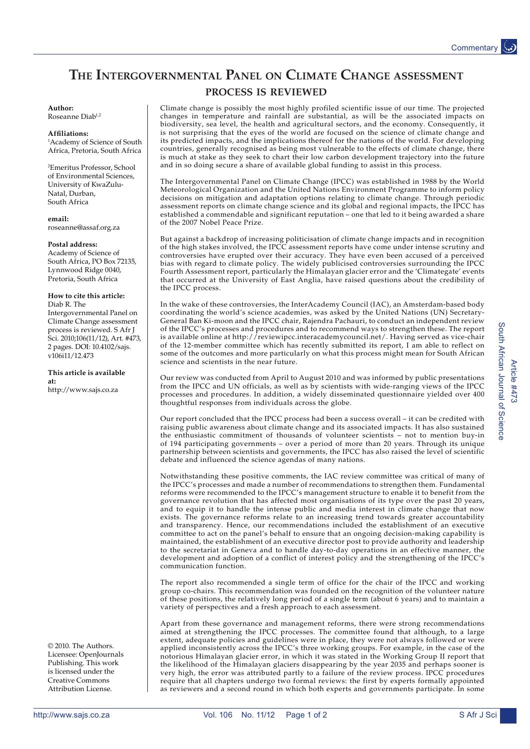# The Intergovernmental Panel on Climate Change assessment process is reviewed

**Author:**
Roseanne Diab[1,2]

**Affiliations:**
[1]Academy of Science of South Africa, Pretoria, South Africa

[2]Emeritus Professor, School of Environmental Sciences, University of KwaZulu-Natal, Durban, South Africa

**email:**
roseanne@assaf.org.za

**Postal address:**
Academy of Science of South Africa, PO Box 72135, Lynnwood Ridge 0040, Pretoria, South Africa

**How to cite this article:**
Diab R. The Intergovernmental Panel on Climate Change assessment process is reviewed. S Afr J Sci. 2010;106(11/12), Art. #473, 2 pages. DOI: 10.4102/sajs.v106i11/12.473

**This article is available at:**
http://www.sajs.co.za

© 2010. The Authors. Licensee: OpenJournals Publishing. This work is licensed under the Creative Commons Attribution License.

Climate change is possibly the most highly profiled scientific issue of our time. The projected changes in temperature and rainfall are substantial, as will be the associated impacts on biodiversity, sea level, the health and agricultural sectors, and the economy. Consequently, it is not surprising that the eyes of the world are focused on the science of climate change and its predicted impacts, and the implications thereof for the nations of the world. For developing countries, generally recognised as being most vulnerable to the effects of climate change, there is much at stake as they seek to chart their low carbon development trajectory into the future and in so doing secure a share of available global funding to assist in this process.

The Intergovernmental Panel on Climate Change (IPCC) was established in 1988 by the World Meteorological Organization and the United Nations Environment Programme to inform policy decisions on mitigation and adaptation options relating to climate change. Through periodic assessment reports on climate change science and its global and regional impacts, the IPCC has established a commendable and significant reputation – one that led to it being awarded a share of the 2007 Nobel Peace Prize.

But against a backdrop of increasing politicisation of climate change impacts and in recognition of the high stakes involved, the IPCC assessment reports have come under intense scrutiny and controversies have erupted over their accuracy. They have even been accused of a perceived bias with regard to climate policy. The widely publicised controversies surrounding the IPCC Fourth Assessment report, particularly the Himalayan glacier error and the 'Climategate' events that occurred at the University of East Anglia, have raised questions about the credibility of the IPCC process.

In the wake of these controversies, the InterAcademy Council (IAC), an Amsterdam-based body coordinating the world's science academies, was asked by the United Nations (UN) Secretary-General Ban Ki-moon and the IPCC chair, Rajendra Pachauri, to conduct an independent review of the IPCC's processes and procedures and to recommend ways to strengthen these. The report is available online at http://reviewipcc.interacademycouncil.net/. Having served as vice-chair of the 12-member committee which has recently submitted its report, I am able to reflect on some of the outcomes and more particularly on what this process might mean for South African science and scientists in the near future.

Our review was conducted from April to August 2010 and was informed by public presentations from the IPCC and UN officials, as well as by scientists with wide-ranging views of the IPCC processes and procedures. In addition, a widely disseminated questionnaire yielded over 400 thoughtful responses from individuals across the globe.

Our report concluded that the IPCC process had been a success overall – it can be credited with raising public awareness about climate change and its associated impacts. It has also sustained the enthusiastic commitment of thousands of volunteer scientists – not to mention buy-in of 194 participating governments – over a period of more than 20 years. Through its unique partnership between scientists and governments, the IPCC has also raised the level of scientific debate and influenced the science agendas of many nations.

Notwithstanding these positive comments, the IAC review committee was critical of many of the IPCC's processes and made a number of recommendations to strengthen them. Fundamental reforms were recommended to the IPCC's management structure to enable it to benefit from the governance revolution that has affected most organisations of its type over the past 20 years, and to equip it to handle the intense public and media interest in climate change that now exists. The governance reforms relate to an increasing trend towards greater accountability and transparency. Hence, our recommendations included the establishment of an executive committee to act on the panel's behalf to ensure that an ongoing decision-making capability is maintained, the establishment of an executive director post to provide authority and leadership to the secretariat in Geneva and to handle day-to-day operations in an effective manner, the development and adoption of a conflict of interest policy and the strengthening of the IPCC's communication function.

The report also recommended a single term of office for the chair of the IPCC and working group co-chairs. This recommendation was founded on the recognition of the volunteer nature of these positions, the relatively long period of a single term (about 6 years) and to maintain a variety of perspectives and a fresh approach to each assessment.

Apart from these governance and management reforms, there were strong recommendations aimed at strengthening the IPCC processes. The committee found that although, to a large extent, adequate policies and guidelines were in place, they were not always followed or were applied inconsistently across the IPCC's three working groups. For example, in the case of the notorious Himalayan glacier error, in which it was stated in the Working Group II report that the likelihood of the Himalayan glaciers disappearing by the year 2035 and perhaps sooner is very high, the error was attributed partly to a failure of the review process. IPCC procedures require that all chapters undergo two formal reviews: the first by experts formally appointed as reviewers and a second round in which both experts and governments participate. In some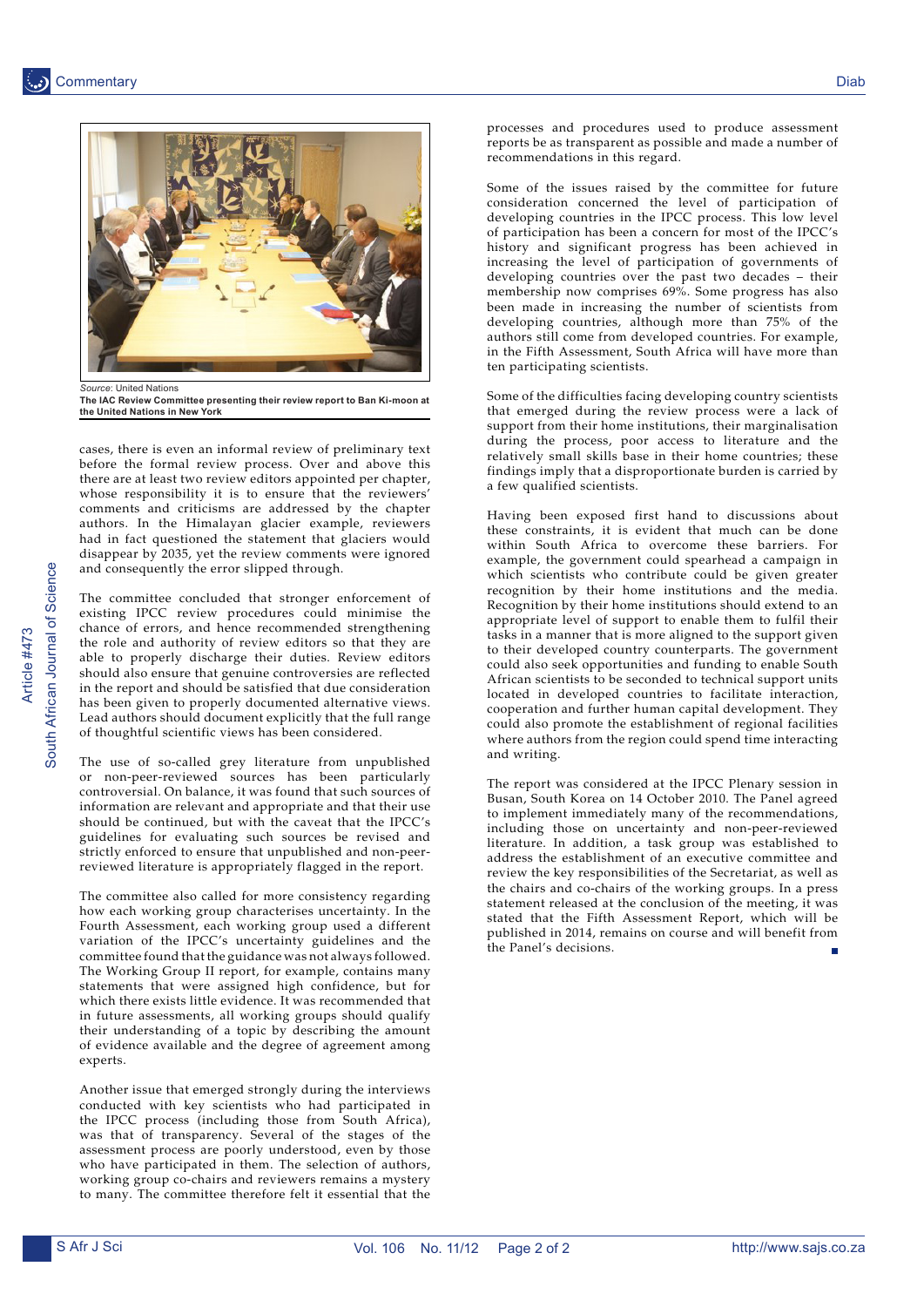Source: United Nations

**The IAC Review Committee presenting their review report to Ban Ki-moon at the United Nations in New York**

cases, there is even an informal review of preliminary text before the formal review process. Over and above this there are at least two review editors appointed per chapter, whose responsibility it is to ensure that the reviewers' comments and criticisms are addressed by the chapter authors. In the Himalayan glacier example, reviewers had in fact questioned the statement that glaciers would disappear by 2035, yet the review comments were ignored and consequently the error slipped through.

The committee concluded that stronger enforcement of existing IPCC review procedures could minimise the chance of errors, and hence recommended strengthening the role and authority of review editors so that they are able to properly discharge their duties. Review editors should also ensure that genuine controversies are reflected in the report and should be satisfied that due consideration has been given to properly documented alternative views. Lead authors should document explicitly that the full range of thoughtful scientific views has been considered.

The use of so-called grey literature from unpublished or non-peer-reviewed sources has been particularly controversial. On balance, it was found that such sources of information are relevant and appropriate and that their use should be continued, but with the caveat that the IPCC's guidelines for evaluating such sources be revised and strictly enforced to ensure that unpublished and non-peer-reviewed literature is appropriately flagged in the report.

The committee also called for more consistency regarding how each working group characterises uncertainty. In the Fourth Assessment, each working group used a different variation of the IPCC's uncertainty guidelines and the committee found that the guidance was not always followed. The Working Group II report, for example, contains many statements that were assigned high confidence, but for which there exists little evidence. It was recommended that in future assessments, all working groups should qualify their understanding of a topic by describing the amount of evidence available and the degree of agreement among experts.

Another issue that emerged strongly during the interviews conducted with key scientists who had participated in the IPCC process (including those from South Africa), was that of transparency. Several of the stages of the assessment process are poorly understood, even by those who have participated in them. The selection of authors, working group co-chairs and reviewers remains a mystery to many. The committee therefore felt it essential that the processes and procedures used to produce assessment reports be as transparent as possible and made a number of recommendations in this regard.

Some of the issues raised by the committee for future consideration concerned the level of participation of developing countries in the IPCC process. This low level of participation has been a concern for most of the IPCC's history and significant progress has been achieved in increasing the level of participation of governments of developing countries over the past two decades – their membership now comprises 69%. Some progress has also been made in increasing the number of scientists from developing countries, although more than 75% of the authors still come from developed countries. For example, in the Fifth Assessment, South Africa will have more than ten participating scientists.

Some of the difficulties facing developing country scientists that emerged during the review process were a lack of support from their home institutions, their marginalisation during the process, poor access to literature and the relatively small skills base in their home countries; these findings imply that a disproportionate burden is carried by a few qualified scientists.

Having been exposed first hand to discussions about these constraints, it is evident that much can be done within South Africa to overcome these barriers. For example, the government could spearhead a campaign in which scientists who contribute could be given greater recognition by their home institutions and the media. Recognition by their home institutions should extend to an appropriate level of support to enable them to fulfil their tasks in a manner that is more aligned to the support given to their developed country counterparts. The government could also seek opportunities and funding to enable South African scientists to be seconded to technical support units located in developed countries to facilitate interaction, cooperation and further human capital development. They could also promote the establishment of regional facilities where authors from the region could spend time interacting and writing.

The report was considered at the IPCC Plenary session in Busan, South Korea on 14 October 2010. The Panel agreed to implement immediately many of the recommendations, including those on uncertainty and non-peer-reviewed literature. In addition, a task group was established to address the establishment of an executive committee and review the key responsibilities of the Secretariat, as well as the chairs and co-chairs of the working groups. In a press statement released at the conclusion of the meeting, it was stated that the Fifth Assessment Report, which will be published in 2014, remains on course and will benefit from the Panel's decisions.